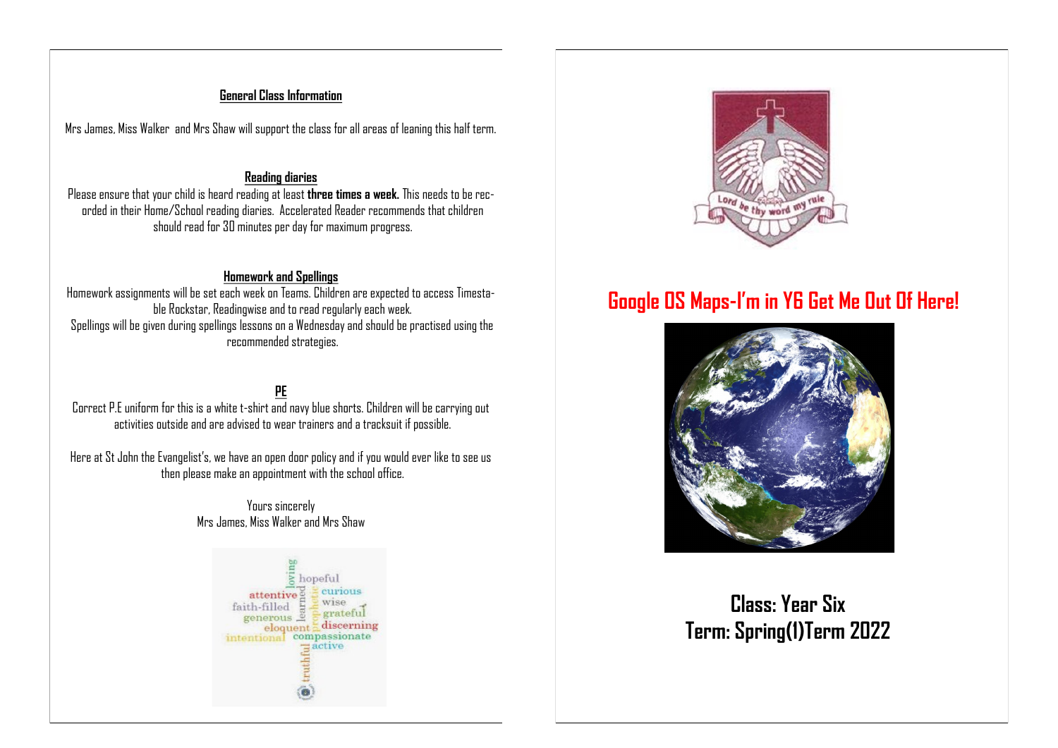## General Class Information

Mrs James, Miss Walker and Mrs Shaw will support the class for all areas of leaning this half term.

### Reading diaries

Please ensure that your child is heard reading at least **three times a week.** This needs to be recorded in their Home/School reading diaries. Accelerated Reader recommends that children should read for 30 minutes per day for maximum progress.

### Homework and Spellings

Homework assignments will be set each week on Teams. Children are expected to access Timestable Rockstar, Readingwise and to read regularly each week.

Spellings will be given during spellings lessons on a Wednesday and should be practised using the recommended strategies.

### PE

Correct P.E uniform for this is a white t-shirt and navy blue shorts. Children will be carrying out activities outside and are advised to wear trainers and a tracksuit if possible.

Here at St John the Evangelist's, we have an open door policy and if you would ever like to see us then please make an appointment with the school office.

Yours sincerely
Mrs James, Miss Walker and Mrs Shaw

loving hopeful attentive learned prophetic curious faith-filled wise generous grateful eloquent discerning intentional compassionate active truthful

Lord be thy word my rule

# Google OS Maps-I'm in Y6 Get Me Out Of Here!

## Class: Year Six
## Term: Spring(1)Term 2022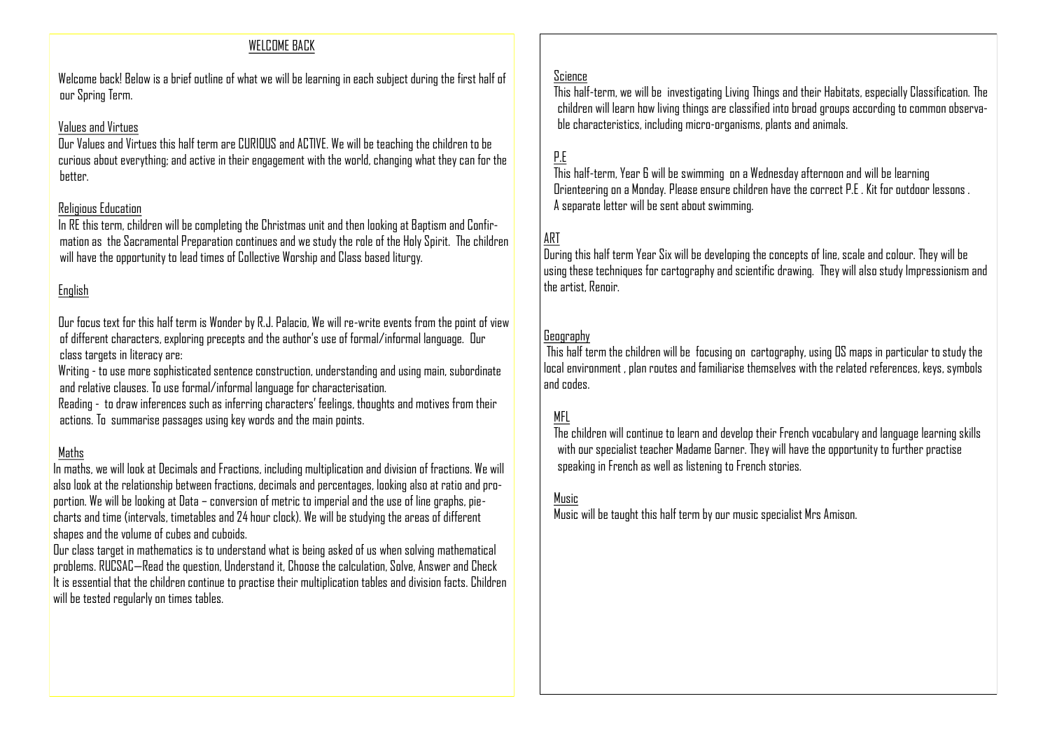## WELCOME BACK

Welcome back! Below is a brief outline of what we will be learning in each subject during the first half of our Spring Term.

### Values and Virtues

Our Values and Virtues this half term are CURIOUS and ACTIVE. We will be teaching the children to be curious about everything; and active in their engagement with the world, changing what they can for the better.

### Religious Education

In RE this term, children will be completing the Christmas unit and then looking at Baptism and Confirmation as the Sacramental Preparation continues and we study the role of the Holy Spirit. The children will have the opportunity to lead times of Collective Worship and Class based liturgy.

### English

Our focus text for this half term is Wonder by R.J. Palacio, We will re-write events from the point of view of different characters, exploring precepts and the author's use of formal/informal language. Our class targets in literacy are:

Writing - to use more sophisticated sentence construction, understanding and using main, subordinate and relative clauses. To use formal/informal language for characterisation.

Reading - to draw inferences such as inferring characters' feelings, thoughts and motives from their actions. To summarise passages using key words and the main points.

### Maths

In maths, we will look at Decimals and Fractions, including multiplication and division of fractions. We will also look at the relationship between fractions, decimals and percentages, looking also at ratio and proportion. We will be looking at Data – conversion of metric to imperial and the use of line graphs, pie-charts and time (intervals, timetables and 24 hour clock). We will be studying the areas of different shapes and the volume of cubes and cuboids.

Our class target in mathematics is to understand what is being asked of us when solving mathematical problems. RUCSAC—Read the question, Understand it, Choose the calculation, Solve, Answer and Check

It is essential that the children continue to practise their multiplication tables and division facts. Children will be tested regularly on times tables.

### Science

This half-term, we will be investigating Living Things and their Habitats, especially Classification. The children will learn how living things are classified into broad groups according to common observable characteristics, including micro-organisms, plants and animals.

### P.E

This half-term, Year 6 will be swimming on a Wednesday afternoon and will be learning Orienteering on a Monday. Please ensure children have the correct P.E . Kit for outdoor lessons . A separate letter will be sent about swimming.

### ART

During this half term Year Six will be developing the concepts of line, scale and colour. They will be using these techniques for cartography and scientific drawing. They will also study Impressionism and the artist, Renoir.

### Geography

This half term the children will be focusing on cartography, using OS maps in particular to study the local environment , plan routes and familiarise themselves with the related references, keys, symbols and codes.

### MFL

The children will continue to learn and develop their French vocabulary and language learning skills with our specialist teacher Madame Garner. They will have the opportunity to further practise speaking in French as well as listening to French stories.

### Music

Music will be taught this half term by our music specialist Mrs Amison.